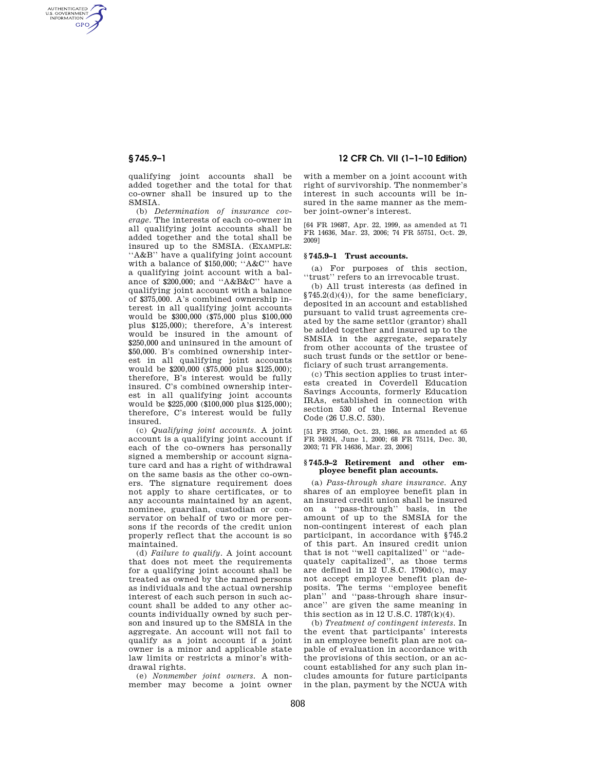qualifying joint accounts shall be added together and the total for that co-owner shall be insured up to the SMSIA.

(b) *Determination of insurance coverage.* The interests of each co-owner in all qualifying joint accounts shall be added together and the total shall be insured up to the SMSIA. (EXAMPLE: ''A&B'' have a qualifying joint account with a balance of $150,000; ''A&C'' have a qualifying joint account with a balance of $200,000; and ''A&B&C'' have a qualifying joint account with a balance of $375,000. A's combined ownership interest in all qualifying joint accounts would be $300,000 ($75,000 plus $100,000 plus $125,000); therefore, A's interest would be insured in the amount of $250,000 and uninsured in the amount of $50,000. B's combined ownership interest in all qualifying joint accounts would be $200,000 ($75,000 plus $125,000); therefore, B's interest would be fully insured. C's combined ownership interest in all qualifying joint accounts would be $225,000 ($100,000 plus $125,000); therefore, C's interest would be fully insured.

(c) *Qualifying joint accounts.* A joint account is a qualifying joint account if each of the co-owners has personally signed a membership or account signature card and has a right of withdrawal on the same basis as the other co-owners. The signature requirement does not apply to share certificates, or to any accounts maintained by an agent, nominee, guardian, custodian or conservator on behalf of two or more persons if the records of the credit union properly reflect that the account is so maintained.

(d) *Failure to qualify.* A joint account that does not meet the requirements for a qualifying joint account shall be treated as owned by the named persons as individuals and the actual ownership interest of each such person in such account shall be added to any other accounts individually owned by such person and insured up to the SMSIA in the aggregate. An account will not fail to qualify as a joint account if a joint owner is a minor and applicable state law limits or restricts a minor's withdrawal rights.

(e) *Nonmember joint owners.* A nonmember may become a joint owner with a member on a joint account with right of survivorship. The nonmember's interest in such accounts will be insured in the same manner as the member joint-owner's interest.

[64 FR 19687, Apr. 22, 1999, as amended at 71 FR 14636, Mar. 23, 2006; 74 FR 55751, Oct. 29, 2009]

## § 745.9–1 Trust accounts.

(a) For purposes of this section, ''trust'' refers to an irrevocable trust.

(b) All trust interests (as defined in §745.2(d)(4)), for the same beneficiary, deposited in an account and established pursuant to valid trust agreements created by the same settlor (grantor) shall be added together and insured up to the SMSIA in the aggregate, separately from other accounts of the trustee of such trust funds or the settlor or beneficiary of such trust arrangements.

(c) This section applies to trust interests created in Coverdell Education Savings Accounts, formerly Education IRAs, established in connection with section 530 of the Internal Revenue Code (26 U.S.C. 530).

[51 FR 37560, Oct. 23, 1986, as amended at 65 FR 34924, June 1, 2000; 68 FR 75114, Dec. 30, 2003; 71 FR 14636, Mar. 23, 2006]

## § 745.9–2 Retirement and other employee benefit plan accounts.

(a) *Pass-through share insurance.* Any shares of an employee benefit plan in an insured credit union shall be insured on a ''pass-through'' basis, in the amount of up to the SMSIA for the non-contingent interest of each plan participant, in accordance with §745.2 of this part. An insured credit union that is not ''well capitalized'' or ''adequately capitalized'', as those terms are defined in 12 U.S.C. 1790d(c), may not accept employee benefit plan deposits. The terms ''employee benefit plan'' and ''pass-through share insurance'' are given the same meaning in this section as in 12 U.S.C. 1787(k)(4).

(b) *Treatment of contingent interests.* In the event that participants' interests in an employee benefit plan are not capable of evaluation in accordance with the provisions of this section, or an account established for any such plan includes amounts for future participants in the plan, payment by the NCUA with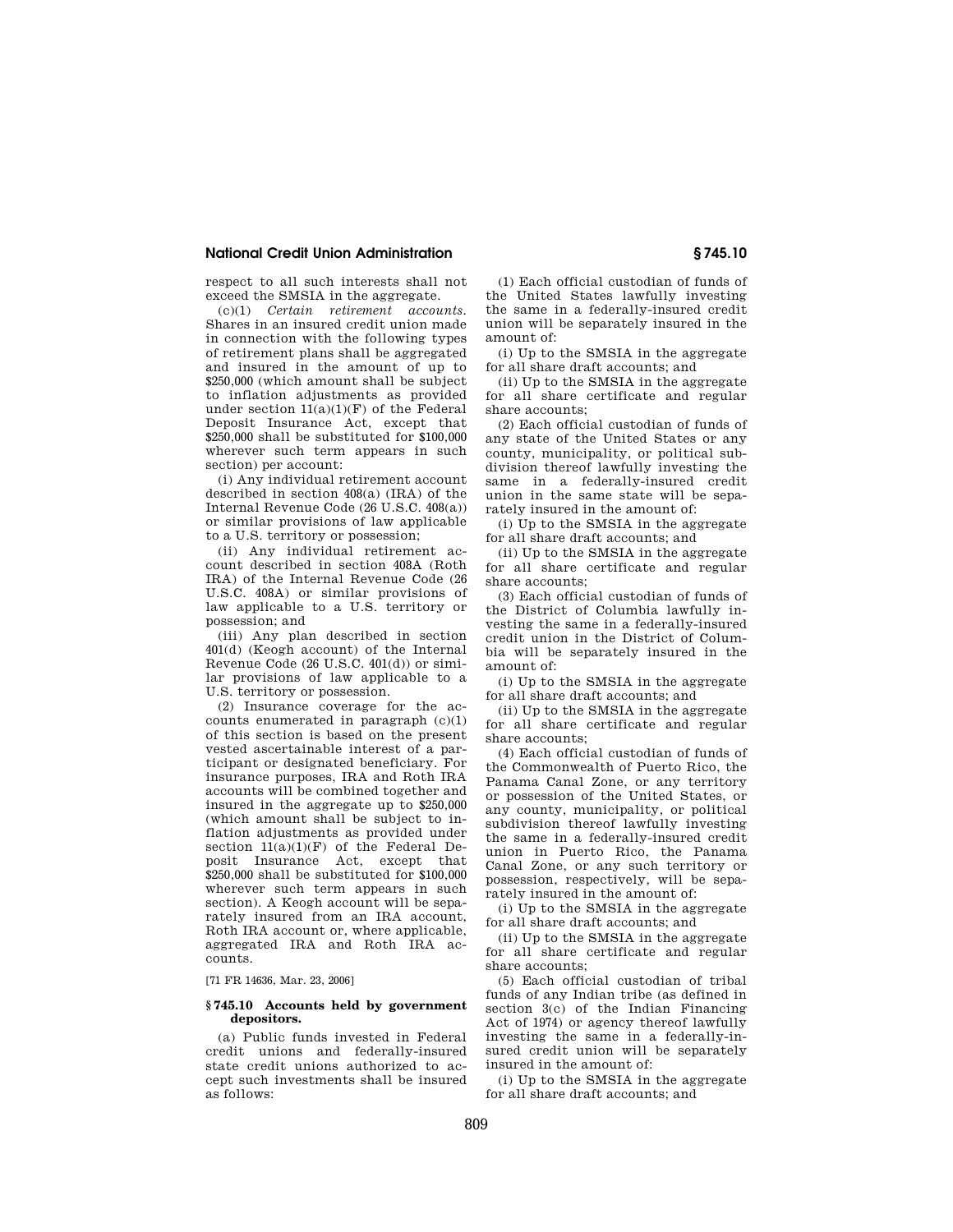respect to all such interests shall not exceed the SMSIA in the aggregate.

(c)(1) *Certain retirement accounts.* Shares in an insured credit union made in connection with the following types of retirement plans shall be aggregated and insured in the amount of up to $250,000 (which amount shall be subject to inflation adjustments as provided under section 11(a)(1)(F) of the Federal Deposit Insurance Act, except that $250,000 shall be substituted for $100,000 wherever such term appears in such section) per account:

(i) Any individual retirement account described in section 408(a) (IRA) of the Internal Revenue Code (26 U.S.C. 408(a)) or similar provisions of law applicable to a U.S. territory or possession;

(ii) Any individual retirement account described in section 408A (Roth IRA) of the Internal Revenue Code (26 U.S.C. 408A) or similar provisions of law applicable to a U.S. territory or possession; and

(iii) Any plan described in section 401(d) (Keogh account) of the Internal Revenue Code (26 U.S.C. 401(d)) or similar provisions of law applicable to a U.S. territory or possession.

(2) Insurance coverage for the accounts enumerated in paragraph (c)(1) of this section is based on the present vested ascertainable interest of a participant or designated beneficiary. For insurance purposes, IRA and Roth IRA accounts will be combined together and insured in the aggregate up to $250,000 (which amount shall be subject to inflation adjustments as provided under section 11(a)(1)(F) of the Federal Deposit Insurance Act, except that $250,000 shall be substituted for $100,000 wherever such term appears in such section). A Keogh account will be separately insured from an IRA account, Roth IRA account or, where applicable, aggregated IRA and Roth IRA accounts.

[71 FR 14636, Mar. 23, 2006]

## § 745.10 Accounts held by government depositors.

(a) Public funds invested in Federal credit unions and federally-insured state credit unions authorized to accept such investments shall be insured as follows:

(1) Each official custodian of funds of the United States lawfully investing the same in a federally-insured credit union will be separately insured in the amount of:

(i) Up to the SMSIA in the aggregate for all share draft accounts; and

(ii) Up to the SMSIA in the aggregate for all share certificate and regular share accounts;

(2) Each official custodian of funds of any state of the United States or any county, municipality, or political subdivision thereof lawfully investing the same in a federally-insured credit union in the same state will be separately insured in the amount of:

(i) Up to the SMSIA in the aggregate for all share draft accounts; and

(ii) Up to the SMSIA in the aggregate for all share certificate and regular share accounts;

(3) Each official custodian of funds of the District of Columbia lawfully investing the same in a federally-insured credit union in the District of Columbia will be separately insured in the amount of:

(i) Up to the SMSIA in the aggregate for all share draft accounts; and

(ii) Up to the SMSIA in the aggregate for all share certificate and regular share accounts;

(4) Each official custodian of funds of the Commonwealth of Puerto Rico, the Panama Canal Zone, or any territory or possession of the United States, or any county, municipality, or political subdivision thereof lawfully investing the same in a federally-insured credit union in Puerto Rico, the Panama Canal Zone, or any such territory or possession, respectively, will be separately insured in the amount of:

(i) Up to the SMSIA in the aggregate for all share draft accounts; and

(ii) Up to the SMSIA in the aggregate for all share certificate and regular share accounts;

(5) Each official custodian of tribal funds of any Indian tribe (as defined in section 3(c) of the Indian Financing Act of 1974) or agency thereof lawfully investing the same in a federally-insured credit union will be separately insured in the amount of:

(i) Up to the SMSIA in the aggregate for all share draft accounts; and